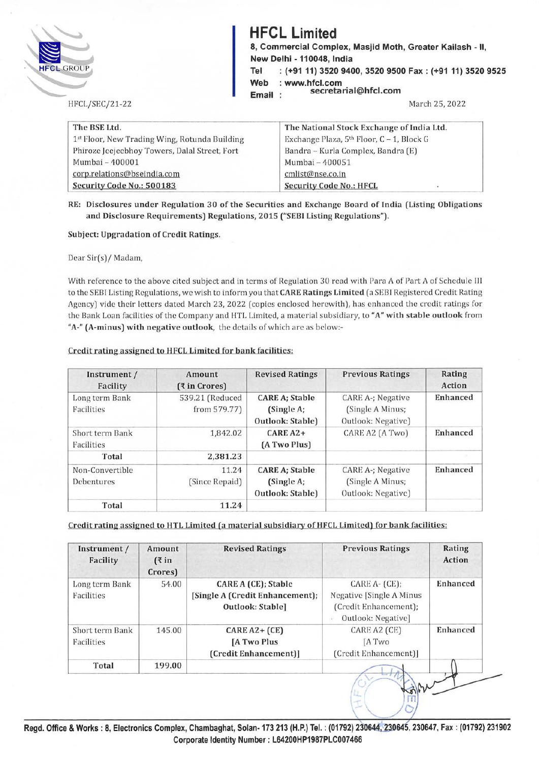# HFCL Limited

**8, Commercial Complex, Masjid Moth, Greater Kailash - II, New Delhi - 110048, India**
**Tel : (+91 11) 3520 9400, 3520 9500 Fax : (+91 11) 3520 9525**
**Web : www.hfcl.com**
**Email : secretarial@hfcl.com**

HFCL/SEC/21-22

March 25, 2022

| The BSE Ltd. | The National Stock Exchange of India Ltd. |
|---|---|
| 1st Floor, New Trading Wing, Rotunda Building | Exchange Plaza, 5th Floor, C – 1, Block G |
| Phiroze Jeejeebhoy Towers, Dalal Street, Fort | Bandra – Kurla Complex, Bandra (E) |
| Mumbai – 400001 | Mumbai – 400051 |
| corp.relations@bseindia.com | cmlist@nse.co.in |
| **Security Code No.: 500183** | **Security Code No.: HFCL** |

**RE: Disclosures under Regulation 30 of the Securities and Exchange Board of India (Listing Obligations and Disclosure Requirements) Regulations, 2015 ("SEBI Listing Regulations").**

**Subject: Upgradation of Credit Ratings.**

Dear Sir(s)/ Madam,

With reference to the above cited subject and in terms of Regulation 30 read with Para A of Part A of Schedule III to the SEBI Listing Regulations, we wish to inform you that **CARE Ratings Limited** (a SEBI Registered Credit Rating Agency) vide their letters dated March 23, 2022 (copies enclosed herewith), has enhanced the credit ratings for the Bank Loan facilities of the Company and HTL Limited, a material subsidiary, to **"A" with stable outlook** from **"A-" (A-minus) with negative outlook**, the details of which are as below:-

**Credit rating assigned to HFCL Limited for bank facilities:**

| Instrument / Facility | Amount (₹ in Crores) | Revised Ratings | Previous Ratings | Rating Action |
|---|---|---|---|---|
| Long term Bank Facilities | 539.21 (Reduced from 579.77) | **CARE A; Stable (Single A; Outlook: Stable)** | CARE A-; Negative (Single A Minus; Outlook: Negative) | **Enhanced** |
| Short term Bank Facilities | 1,842.02 | **CARE A2+ (A Two Plus)** | CARE A2 (A Two) | **Enhanced** |
| **Total** | **2,381.23** | | | |
| Non-Convertible Debentures | 11.24 (Since Repaid) | **CARE A; Stable (Single A; Outlook: Stable)** | CARE A-; Negative (Single A Minus; Outlook: Negative) | **Enhanced** |
| **Total** | **11.24** | | | |

**Credit rating assigned to HTL Limited (a material subsidiary of HFCL Limited) for bank facilities:**

| Instrument / Facility | Amount (₹ in Crores) | Revised Ratings | Previous Ratings | Rating Action |
|---|---|---|---|---|
| Long term Bank Facilities | 54.00 | **CARE A (CE); Stable [Single A (Credit Enhancement); Outlook: Stable]** | CARE A- (CE); Negative [Single A Minus (Credit Enhancement); Outlook: Negative] | **Enhanced** |
| Short term Bank Facilities | 145.00 | **CARE A2+ (CE) [A Two Plus (Credit Enhancement)]** | CARE A2 (CE) [A Two (Credit Enhancement)] | **Enhanced** |
| **Total** | **199.00** | | | |

**Regd. Office & Works : 8, Electronics Complex, Chambaghat, Solan- 173 213 (H.P.) Tel. : (01792) 230644, 230645, 230647, Fax : (01792) 231902**
**Corporate Identity Number : L64200HP1987PLC007466**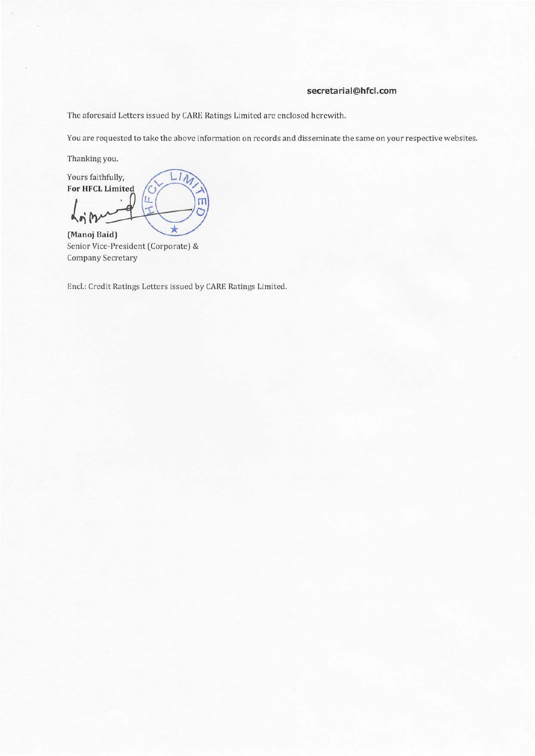**secretarial@hfcl.com**

The aforesaid Letters issued by CARE Ratings Limited are enclosed herewith.

You are requested to take the above information on records and disseminate the same on your respective websites.

Thanking you.

Yours faithfully,
**For HFCL Limited**

**(Manoj Baid)**
Senior Vice-President (Corporate) &
Company Secretary

Encl.: Credit Ratings Letters issued by CARE Ratings Limited.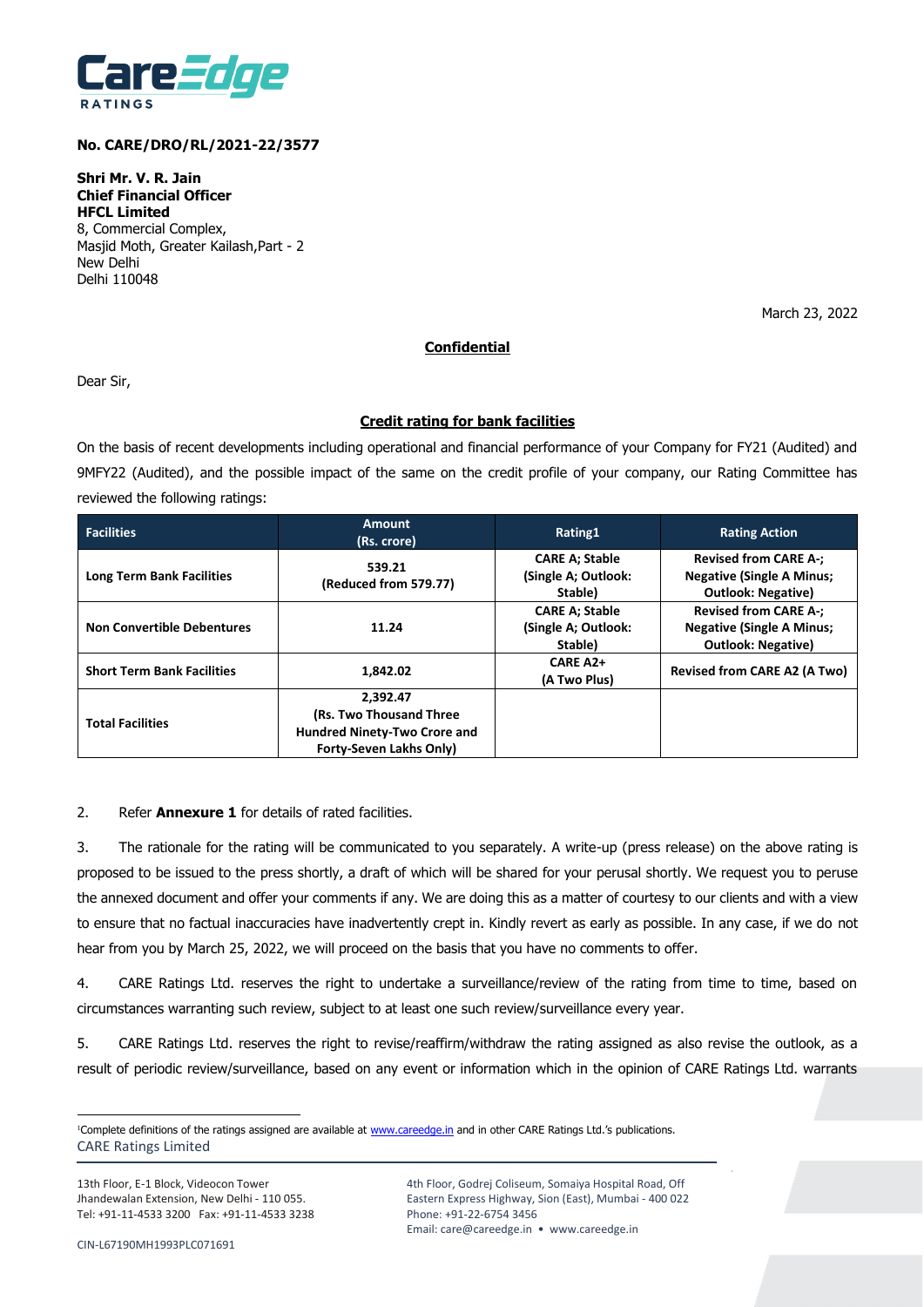**No. CARE/DRO/RL/2021-22/3577**

**Shri Mr. V. R. Jain**
**Chief Financial Officer**
**HFCL Limited**
8, Commercial Complex,
Masjid Moth, Greater Kailash,Part - 2
New Delhi
Delhi 110048

March 23, 2022

**Confidential**

Dear Sir,

**Credit rating for bank facilities**

On the basis of recent developments including operational and financial performance of your Company for FY21 (Audited) and 9MFY22 (Audited), and the possible impact of the same on the credit profile of your company, our Rating Committee has reviewed the following ratings:

| Facilities | Amount (Rs. crore) | Rating[1] | Rating Action |
|---|---|---|---|
| **Long Term Bank Facilities** | **539.21 (Reduced from 579.77)** | **CARE A; Stable (Single A; Outlook: Stable)** | **Revised from CARE A-; Negative (Single A Minus; Outlook: Negative)** |
| **Non Convertible Debentures** | **11.24** | **CARE A; Stable (Single A; Outlook: Stable)** | **Revised from CARE A-; Negative (Single A Minus; Outlook: Negative)** |
| **Short Term Bank Facilities** | **1,842.02** | **CARE A2+ (A Two Plus)** | **Revised from CARE A2 (A Two)** |
| **Total Facilities** | **2,392.47 (Rs. Two Thousand Three Hundred Ninety-Two Crore and Forty-Seven Lakhs Only)** | | |

2. Refer **Annexure 1** for details of rated facilities.

3. The rationale for the rating will be communicated to you separately. A write-up (press release) on the above rating is proposed to be issued to the press shortly, a draft of which will be shared for your perusal shortly. We request you to peruse the annexed document and offer your comments if any. We are doing this as a matter of courtesy to our clients and with a view to ensure that no factual inaccuracies have inadvertently crept in. Kindly revert as early as possible. In any case, if we do not hear from you by March 25, 2022, we will proceed on the basis that you have no comments to offer.

4. CARE Ratings Ltd. reserves the right to undertake a surveillance/review of the rating from time to time, based on circumstances warranting such review, subject to at least one such review/surveillance every year.

5. CARE Ratings Ltd. reserves the right to revise/reaffirm/withdraw the rating assigned as also revise the outlook, as a result of periodic review/surveillance, based on any event or information which in the opinion of CARE Ratings Ltd. warrants

[1]Complete definitions of the ratings assigned are available at www.careedge.in and in other CARE Ratings Ltd.'s publications.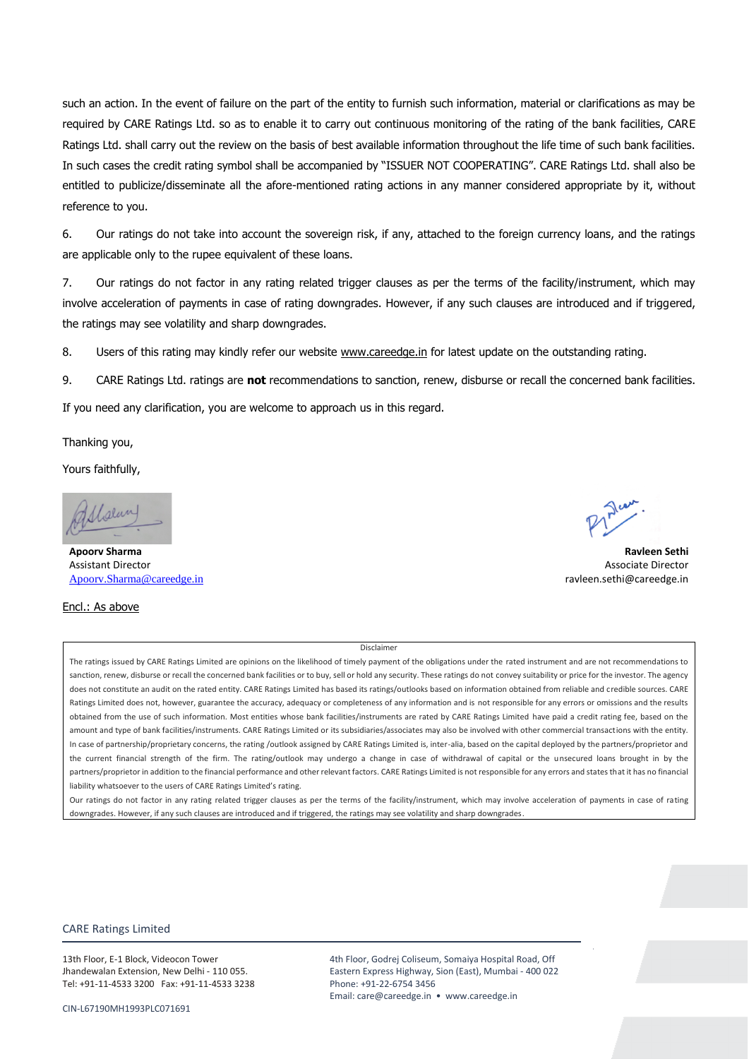such an action. In the event of failure on the part of the entity to furnish such information, material or clarifications as may be required by CARE Ratings Ltd. so as to enable it to carry out continuous monitoring of the rating of the bank facilities, CARE Ratings Ltd. shall carry out the review on the basis of best available information throughout the life time of such bank facilities. In such cases the credit rating symbol shall be accompanied by "ISSUER NOT COOPERATING". CARE Ratings Ltd. shall also be entitled to publicize/disseminate all the afore-mentioned rating actions in any manner considered appropriate by it, without reference to you.

6. Our ratings do not take into account the sovereign risk, if any, attached to the foreign currency loans, and the ratings are applicable only to the rupee equivalent of these loans.

7. Our ratings do not factor in any rating related trigger clauses as per the terms of the facility/instrument, which may involve acceleration of payments in case of rating downgrades. However, if any such clauses are introduced and if triggered, the ratings may see volatility and sharp downgrades.

8. Users of this rating may kindly refer our website www.careedge.in for latest update on the outstanding rating.

9. CARE Ratings Ltd. ratings are **not** recommendations to sanction, renew, disburse or recall the concerned bank facilities.

If you need any clarification, you are welcome to approach us in this regard.

Thanking you,

Yours faithfully,

**Apoorv Sharma**
Assistant Director
Apoorv.Sharma@careedge.in

**Ravleen Sethi**
Associate Director
ravleen.sethi@careedge.in

Encl.: As above

Disclaimer

The ratings issued by CARE Ratings Limited are opinions on the likelihood of timely payment of the obligations under the rated instrument and are not recommendations to sanction, renew, disburse or recall the concerned bank facilities or to buy, sell or hold any security. These ratings do not convey suitability or price for the investor. The agency does not constitute an audit on the rated entity. CARE Ratings Limited has based its ratings/outlooks based on information obtained from reliable and credible sources. CARE Ratings Limited does not, however, guarantee the accuracy, adequacy or completeness of any information and is not responsible for any errors or omissions and the results obtained from the use of such information. Most entities whose bank facilities/instruments are rated by CARE Ratings Limited have paid a credit rating fee, based on the amount and type of bank facilities/instruments. CARE Ratings Limited or its subsidiaries/associates may also be involved with other commercial transactions with the entity. In case of partnership/proprietary concerns, the rating /outlook assigned by CARE Ratings Limited is, inter-alia, based on the capital deployed by the partners/proprietor and the current financial strength of the firm. The rating/outlook may undergo a change in case of withdrawal of capital or the unsecured loans brought in by the partners/proprietor in addition to the financial performance and other relevant factors. CARE Ratings Limited is not responsible for any errors and states that it has no financial liability whatsoever to the users of CARE Ratings Limited's rating.

Our ratings do not factor in any rating related trigger clauses as per the terms of the facility/instrument, which may involve acceleration of payments in case of rating downgrades. However, if any such clauses are introduced and if triggered, the ratings may see volatility and sharp downgrades.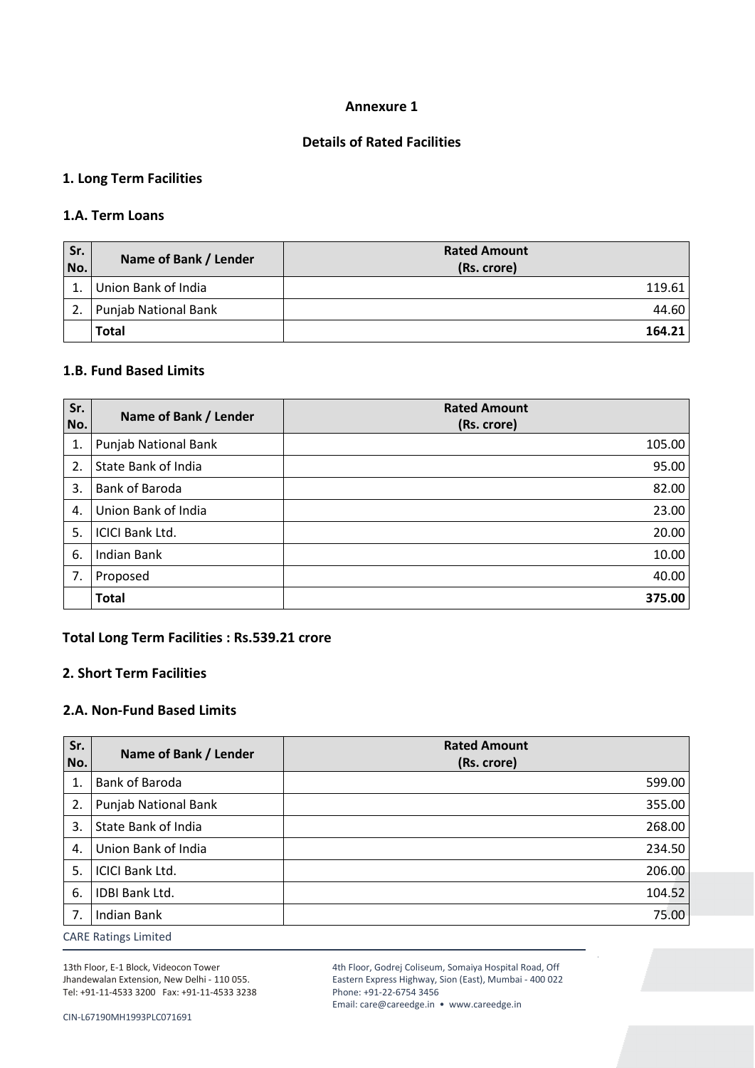**Annexure 1**

**Details of Rated Facilities**

## 1. Long Term Facilities

### 1.A. Term Loans

| Sr. No. | Name of Bank / Lender | Rated Amount (Rs. crore) |
|---|---|---|
| 1. | Union Bank of India | 119.61 |
| 2. | Punjab National Bank | 44.60 |
| | **Total** | **164.21** |

### 1.B. Fund Based Limits

| Sr. No. | Name of Bank / Lender | Rated Amount (Rs. crore) |
|---|---|---|
| 1. | Punjab National Bank | 105.00 |
| 2. | State Bank of India | 95.00 |
| 3. | Bank of Baroda | 82.00 |
| 4. | Union Bank of India | 23.00 |
| 5. | ICICI Bank Ltd. | 20.00 |
| 6. | Indian Bank | 10.00 |
| 7. | Proposed | 40.00 |
| | **Total** | **375.00** |

**Total Long Term Facilities : Rs.539.21 crore**

## 2. Short Term Facilities

### 2.A. Non-Fund Based Limits

| Sr. No. | Name of Bank / Lender | Rated Amount (Rs. crore) |
|---|---|---|
| 1. | Bank of Baroda | 599.00 |
| 2. | Punjab National Bank | 355.00 |
| 3. | State Bank of India | 268.00 |
| 4. | Union Bank of India | 234.50 |
| 5. | ICICI Bank Ltd. | 206.00 |
| 6. | IDBI Bank Ltd. | 104.52 |
| 7. | Indian Bank | 75.00 |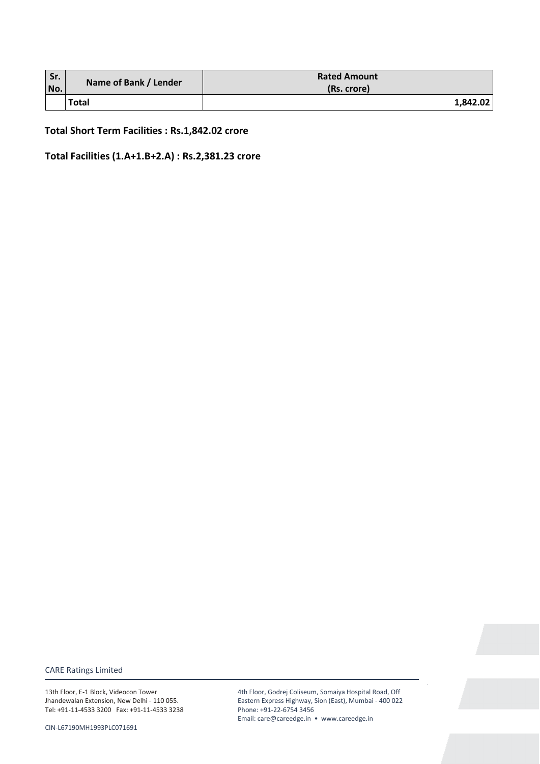| Sr. No. | Name of Bank / Lender | Rated Amount (Rs. crore) |
|---|---|---|
| | **Total** | **1,842.02** |

**Total Short Term Facilities : Rs.1,842.02 crore**

**Total Facilities (1.A+1.B+2.A) : Rs.2,381.23 crore**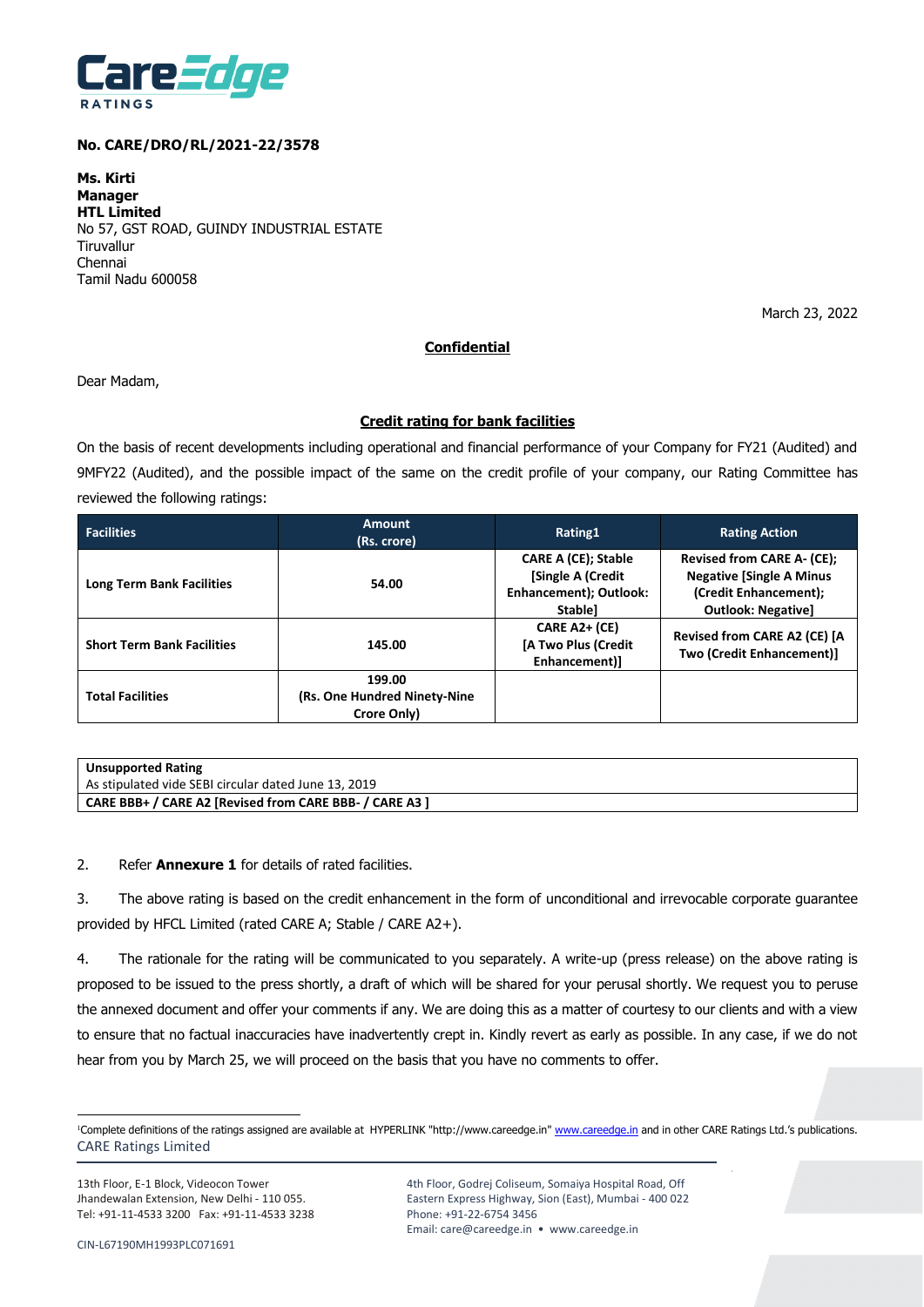**No. CARE/DRO/RL/2021-22/3578**

**Ms. Kirti**
**Manager**
**HTL Limited**
No 57, GST ROAD, GUINDY INDUSTRIAL ESTATE
Tiruvallur
Chennai
Tamil Nadu 600058

March 23, 2022

**Confidential**

Dear Madam,

**Credit rating for bank facilities**

On the basis of recent developments including operational and financial performance of your Company for FY21 (Audited) and 9MFY22 (Audited), and the possible impact of the same on the credit profile of your company, our Rating Committee has reviewed the following ratings:

| Facilities | Amount (Rs. crore) | Rating1 | Rating Action |
|---|---|---|---|
| Long Term Bank Facilities | 54.00 | CARE A (CE); Stable [Single A (Credit Enhancement); Outlook: Stable] | Revised from CARE A- (CE); Negative [Single A Minus (Credit Enhancement); Outlook: Negative] |
| Short Term Bank Facilities | 145.00 | CARE A2+ (CE) [A Two Plus (Credit Enhancement)] | Revised from CARE A2 (CE) [A Two (Credit Enhancement)] |
| Total Facilities | 199.00 (Rs. One Hundred Ninety-Nine Crore Only) | | |

| Unsupported Rating |
|---|
| As stipulated vide SEBI circular dated June 13, 2019 |
| **CARE BBB+ / CARE A2 [Revised from CARE BBB- / CARE A3 ]** |

2. Refer **Annexure 1** for details of rated facilities.

3. The above rating is based on the credit enhancement in the form of unconditional and irrevocable corporate guarantee provided by HFCL Limited (rated CARE A; Stable / CARE A2+).

4. The rationale for the rating will be communicated to you separately. A write-up (press release) on the above rating is proposed to be issued to the press shortly, a draft of which will be shared for your perusal shortly. We request you to peruse the annexed document and offer your comments if any. We are doing this as a matter of courtesy to our clients and with a view to ensure that no factual inaccuracies have inadvertently crept in. Kindly revert as early as possible. In any case, if we do not hear from you by March 25, we will proceed on the basis that you have no comments to offer.

[1]Complete definitions of the ratings assigned are available at HYPERLINK "http://www.careedge.in" www.careedge.in and in other CARE Ratings Ltd.'s publications.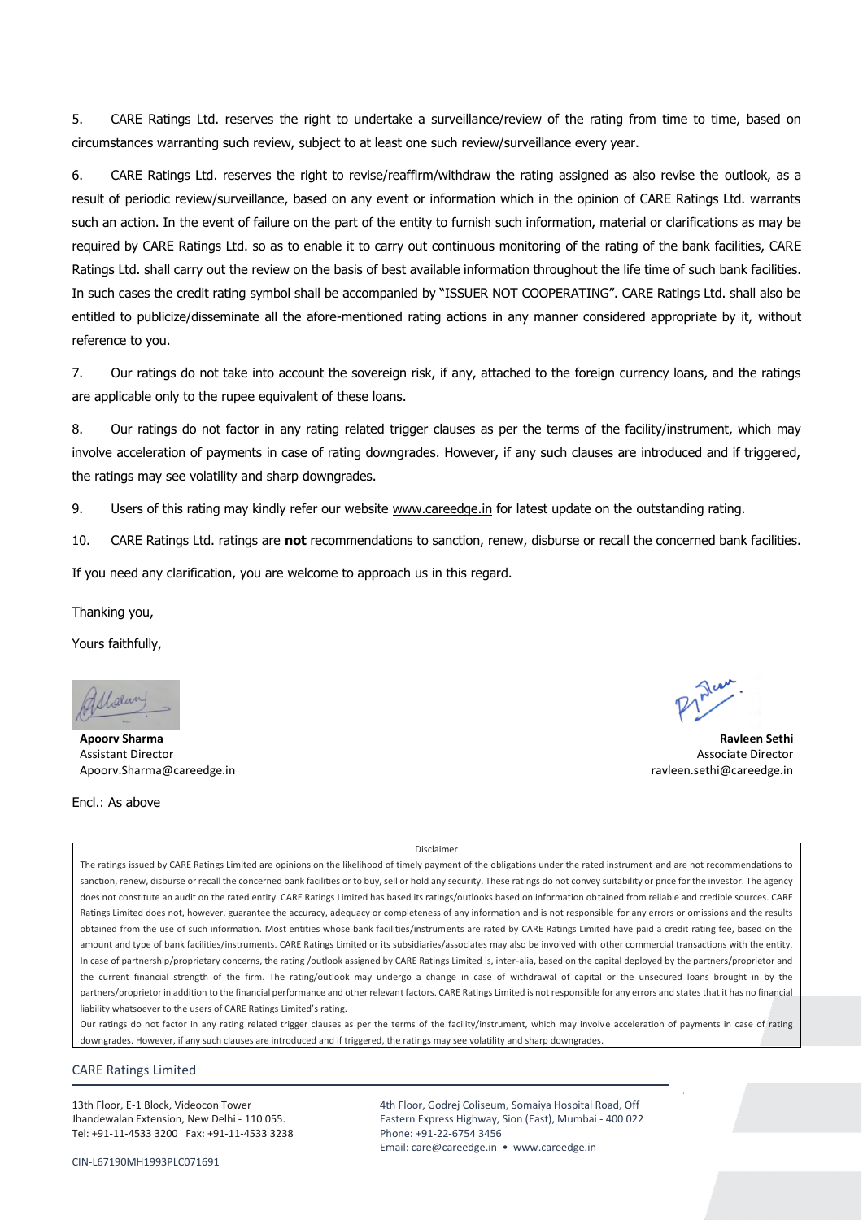5. CARE Ratings Ltd. reserves the right to undertake a surveillance/review of the rating from time to time, based on circumstances warranting such review, subject to at least one such review/surveillance every year.

6. CARE Ratings Ltd. reserves the right to revise/reaffirm/withdraw the rating assigned as also revise the outlook, as a result of periodic review/surveillance, based on any event or information which in the opinion of CARE Ratings Ltd. warrants such an action. In the event of failure on the part of the entity to furnish such information, material or clarifications as may be required by CARE Ratings Ltd. so as to enable it to carry out continuous monitoring of the rating of the bank facilities, CARE Ratings Ltd. shall carry out the review on the basis of best available information throughout the life time of such bank facilities. In such cases the credit rating symbol shall be accompanied by "ISSUER NOT COOPERATING". CARE Ratings Ltd. shall also be entitled to publicize/disseminate all the afore-mentioned rating actions in any manner considered appropriate by it, without reference to you.

7. Our ratings do not take into account the sovereign risk, if any, attached to the foreign currency loans, and the ratings are applicable only to the rupee equivalent of these loans.

8. Our ratings do not factor in any rating related trigger clauses as per the terms of the facility/instrument, which may involve acceleration of payments in case of rating downgrades. However, if any such clauses are introduced and if triggered, the ratings may see volatility and sharp downgrades.

9. Users of this rating may kindly refer our website www.careedge.in for latest update on the outstanding rating.

10. CARE Ratings Ltd. ratings are **not** recommendations to sanction, renew, disburse or recall the concerned bank facilities.

If you need any clarification, you are welcome to approach us in this regard.

Thanking you,

Yours faithfully,

**Apoorv Sharma**
Assistant Director
Apoorv.Sharma@careedge.in

**Ravleen Sethi**
Associate Director
ravleen.sethi@careedge.in

Encl.: As above

Disclaimer

The ratings issued by CARE Ratings Limited are opinions on the likelihood of timely payment of the obligations under the rated instrument and are not recommendations to sanction, renew, disburse or recall the concerned bank facilities or to buy, sell or hold any security. These ratings do not convey suitability or price for the investor. The agency does not constitute an audit on the rated entity. CARE Ratings Limited has based its ratings/outlooks based on information obtained from reliable and credible sources. CARE Ratings Limited does not, however, guarantee the accuracy, adequacy or completeness of any information and is not responsible for any errors or omissions and the results obtained from the use of such information. Most entities whose bank facilities/instruments are rated by CARE Ratings Limited have paid a credit rating fee, based on the amount and type of bank facilities/instruments. CARE Ratings Limited or its subsidiaries/associates may also be involved with other commercial transactions with the entity. In case of partnership/proprietary concerns, the rating /outlook assigned by CARE Ratings Limited is, inter-alia, based on the capital deployed by the partners/proprietor and the current financial strength of the firm. The rating/outlook may undergo a change in case of withdrawal of capital or the unsecured loans brought in by the partners/proprietor in addition to the financial performance and other relevant factors. CARE Ratings Limited is not responsible for any errors and states that it has no financial liability whatsoever to the users of CARE Ratings Limited's rating.

Our ratings do not factor in any rating related trigger clauses as per the terms of the facility/instrument, which may involve acceleration of payments in case of rating downgrades. However, if any such clauses are introduced and if triggered, the ratings may see volatility and sharp downgrades.

CARE Ratings Limited

13th Floor, E-1 Block, Videocon Tower
Jhandewalan Extension, New Delhi - 110 055.
Tel: +91-11-4533 3200 Fax: +91-11-4533 3238

4th Floor, Godrej Coliseum, Somaiya Hospital Road, Off Eastern Express Highway, Sion (East), Mumbai - 400 022
Phone: +91-22-6754 3456
Email: care@careedge.in • www.careedge.in

CIN-L67190MH1993PLC071691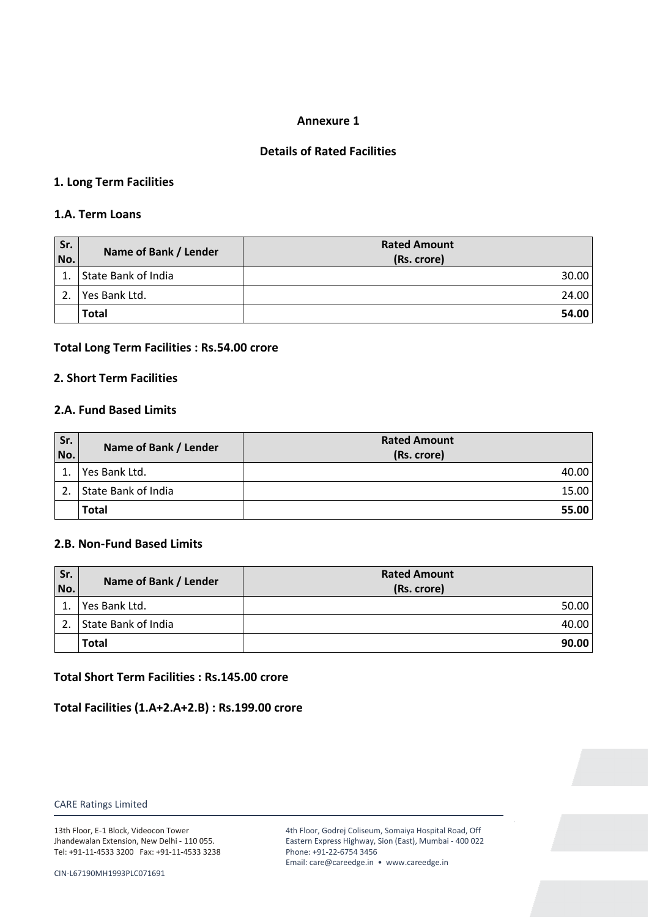**Annexure 1**

**Details of Rated Facilities**

## 1. Long Term Facilities

### 1.A. Term Loans

| Sr. No. | Name of Bank / Lender | Rated Amount (Rs. crore) |
|---|---|---|
| 1. | State Bank of India | 30.00 |
| 2. | Yes Bank Ltd. | 24.00 |
| | **Total** | **54.00** |

**Total Long Term Facilities : Rs.54.00 crore**

## 2. Short Term Facilities

### 2.A. Fund Based Limits

| Sr. No. | Name of Bank / Lender | Rated Amount (Rs. crore) |
|---|---|---|
| 1. | Yes Bank Ltd. | 40.00 |
| 2. | State Bank of India | 15.00 |
| | **Total** | **55.00** |

### 2.B. Non-Fund Based Limits

| Sr. No. | Name of Bank / Lender | Rated Amount (Rs. crore) |
|---|---|---|
| 1. | Yes Bank Ltd. | 50.00 |
| 2. | State Bank of India | 40.00 |
| | **Total** | **90.00** |

**Total Short Term Facilities : Rs.145.00 crore**

**Total Facilities (1.A+2.A+2.B) : Rs.199.00 crore**